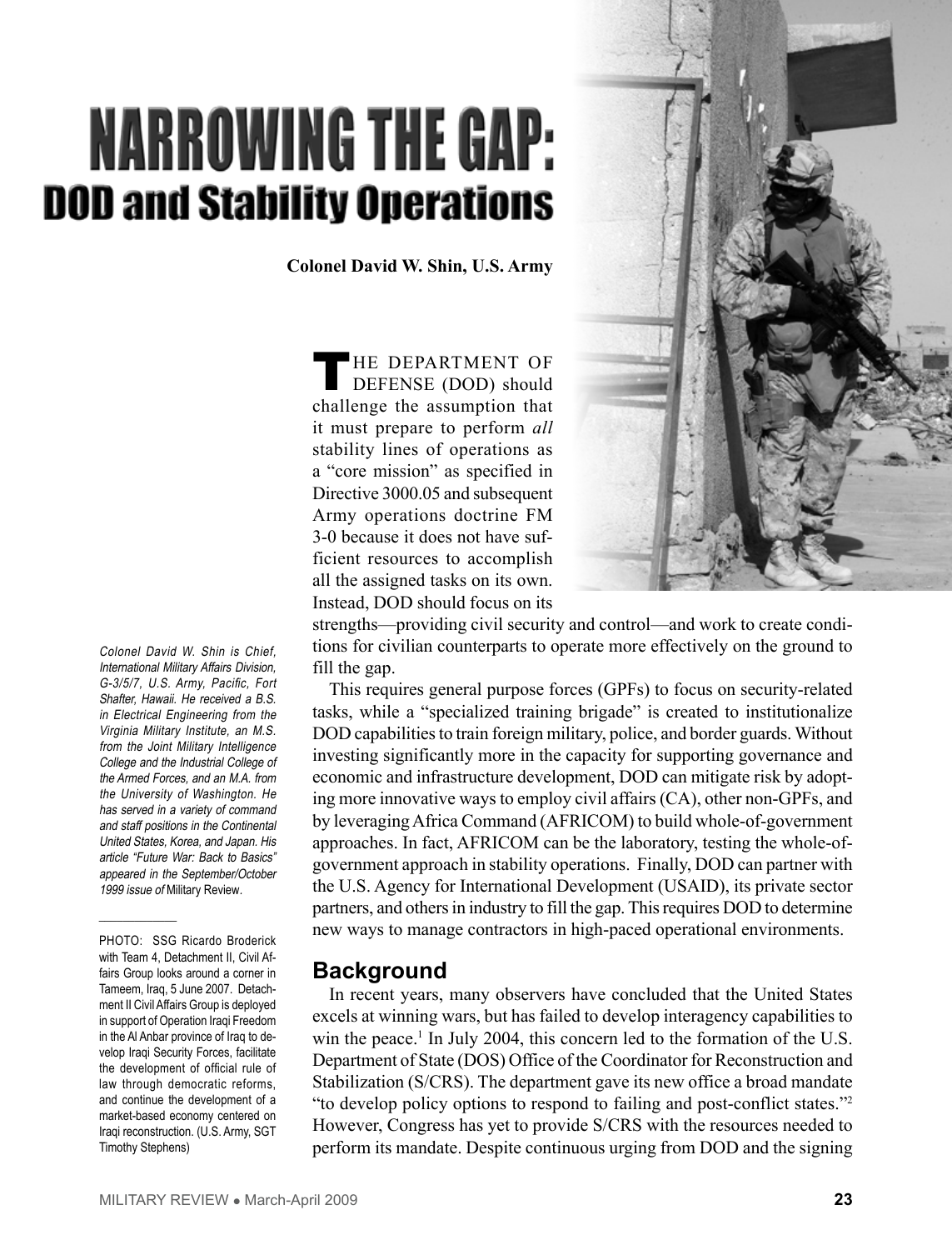# NARROWING THE GAP: DOD and Stability Operations

**Colonel David W. Shin, U.S. Army**

*Colonel David W. Shin is Chief, International Military Affairs Division, G-3/5/7, U.S. Army, Pacific, Fort Shafter, Hawaii. He received a B.S. in Electrical Engineering from the Virginia Military Institute, an M.S. from the Joint Military Intelligence College and the Industrial College of the Armed Forces, and an M.A. from the University of Washington. He has served in a variety of command and staff positions in the Continental United States, Korea, and Japan. His article "Future War: Back to Basics" appeared in the September/October 1999 issue of* Military Review.

PHOTO: SSG Ricardo Broderick with Team 4, Detachment II, Civil Affairs Group looks around a corner in Tameem, Iraq, 5 June 2007. Detachment II Civil Affairs Group is deployed in support of Operation Iraqi Freedom in the Al Anbar province of Iraq to develop Iraqi Security Forces, facilitate the development of official rule of law through democratic reforms, and continue the development of a market-based economy centered on Iraqi reconstruction. (U.S. Army, SGT Timothy Stephens)

THE DEPARTMENT OF DEFENSE (DOD) should challenge the assumption that it must prepare to perform *all* stability lines of operations as a "core mission" as specified in Directive 3000.05 and subsequent Army operations doctrine FM 3-0 because it does not have sufficient resources to accomplish all the assigned tasks on its own. Instead, DOD should focus on its strengths—providing civil security and control—and work to create conditions for civilian counterparts to operate more effectively on the ground to fill the gap.

This requires general purpose forces (GPFs) to focus on security-related tasks, while a "specialized training brigade" is created to institutionalize DOD capabilities to train foreign military, police, and border guards. Without investing significantly more in the capacity for supporting governance and economic and infrastructure development, DOD can mitigate risk by adopting more innovative ways to employ civil affairs (CA), other non-GPFs, and by leveraging Africa Command (AFRICOM) to build whole-of-government approaches. In fact, AFRICOM can be the laboratory, testing the whole-of-government approach in stability operations. Finally, DOD can partner with the U.S. Agency for International Development (USAID), its private sector partners, and others in industry to fill the gap. This requires DOD to determine new ways to manage contractors in high-paced operational environments.

## Background

In recent years, many observers have concluded that the United States excels at winning wars, but has failed to develop interagency capabilities to win the peace.[1] In July 2004, this concern led to the formation of the U.S. Department of State (DOS) Office of the Coordinator for Reconstruction and Stabilization (S/CRS). The department gave its new office a broad mandate "to develop policy options to respond to failing and post-conflict states."[2] However, Congress has yet to provide S/CRS with the resources needed to perform its mandate. Despite continuous urging from DOD and the signing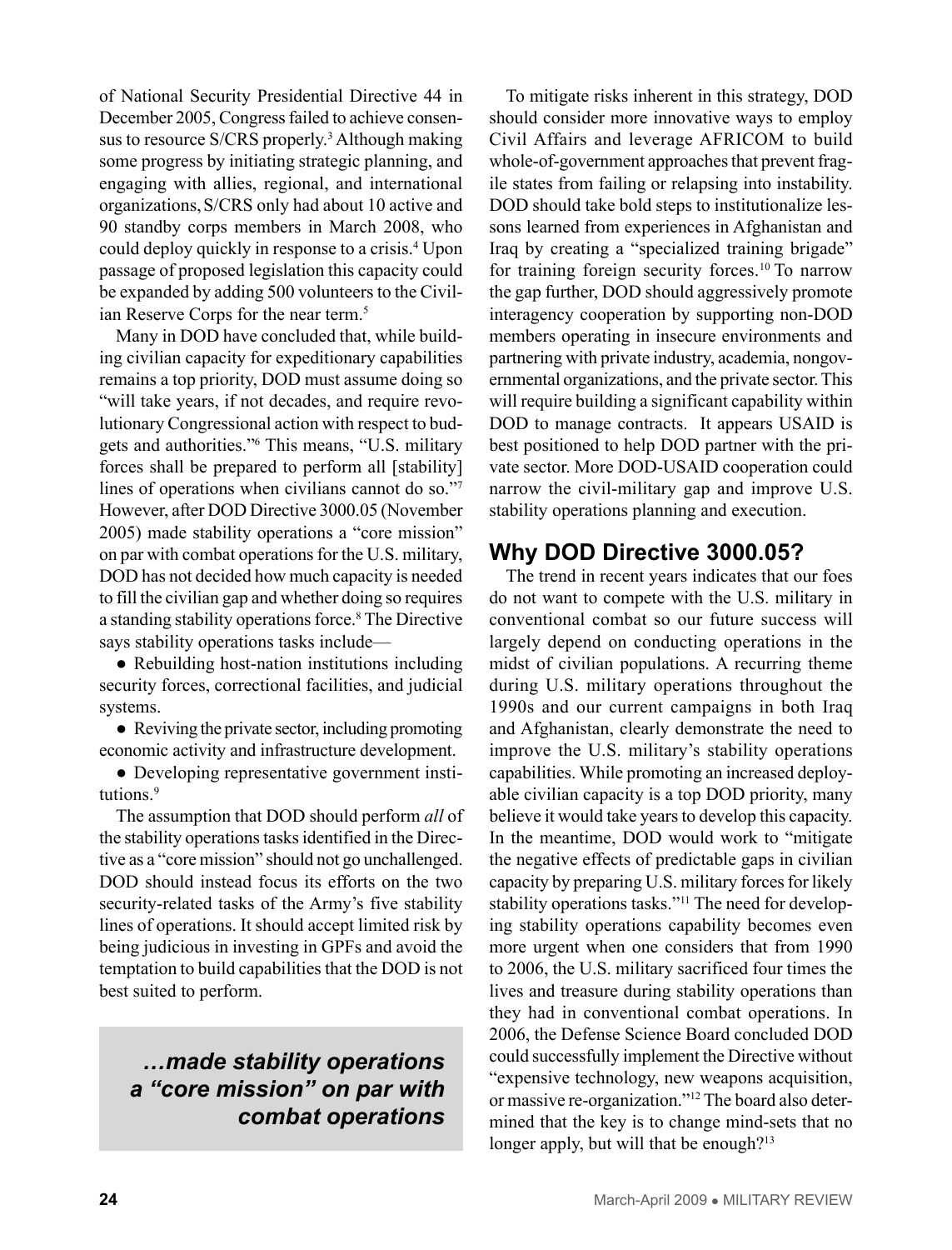of National Security Presidential Directive 44 in December 2005, Congress failed to achieve consensus to resource S/CRS properly.[3] Although making some progress by initiating strategic planning, and engaging with allies, regional, and international organizations, S/CRS only had about 10 active and 90 standby corps members in March 2008, who could deploy quickly in response to a crisis.[4] Upon passage of proposed legislation this capacity could be expanded by adding 500 volunteers to the Civilian Reserve Corps for the near term.[5]

Many in DOD have concluded that, while building civilian capacity for expeditionary capabilities remains a top priority, DOD must assume doing so "will take years, if not decades, and require revolutionary Congressional action with respect to budgets and authorities."[6] This means, "U.S. military forces shall be prepared to perform all [stability] lines of operations when civilians cannot do so."[7] However, after DOD Directive 3000.05 (November 2005) made stability operations a "core mission" on par with combat operations for the U.S. military, DOD has not decided how much capacity is needed to fill the civilian gap and whether doing so requires a standing stability operations force.[8] The Directive says stability operations tasks include—

- Rebuilding host-nation institutions including security forces, correctional facilities, and judicial systems.
- Reviving the private sector, including promoting economic activity and infrastructure development.
- Developing representative government institutions.[9]

The assumption that DOD should perform *all* of the stability operations tasks identified in the Directive as a "core mission" should not go unchallenged. DOD should instead focus its efforts on the two security-related tasks of the Army's five stability lines of operations. It should accept limited risk by being judicious in investing in GPFs and avoid the temptation to build capabilities that the DOD is not best suited to perform.

> ***…made stability operations a "core mission" on par with combat operations***

To mitigate risks inherent in this strategy, DOD should consider more innovative ways to employ Civil Affairs and leverage AFRICOM to build whole-of-government approaches that prevent fragile states from failing or relapsing into instability. DOD should take bold steps to institutionalize lessons learned from experiences in Afghanistan and Iraq by creating a "specialized training brigade" for training foreign security forces.[10] To narrow the gap further, DOD should aggressively promote interagency cooperation by supporting non-DOD members operating in insecure environments and partnering with private industry, academia, nongovernmental organizations, and the private sector. This will require building a significant capability within DOD to manage contracts. It appears USAID is best positioned to help DOD partner with the private sector. More DOD-USAID cooperation could narrow the civil-military gap and improve U.S. stability operations planning and execution.

## Why DOD Directive 3000.05?

The trend in recent years indicates that our foes do not want to compete with the U.S. military in conventional combat so our future success will largely depend on conducting operations in the midst of civilian populations. A recurring theme during U.S. military operations throughout the 1990s and our current campaigns in both Iraq and Afghanistan, clearly demonstrate the need to improve the U.S. military's stability operations capabilities. While promoting an increased deployable civilian capacity is a top DOD priority, many believe it would take years to develop this capacity. In the meantime, DOD would work to "mitigate the negative effects of predictable gaps in civilian capacity by preparing U.S. military forces for likely stability operations tasks."[11] The need for developing stability operations capability becomes even more urgent when one considers that from 1990 to 2006, the U.S. military sacrificed four times the lives and treasure during stability operations than they had in conventional combat operations. In 2006, the Defense Science Board concluded DOD could successfully implement the Directive without "expensive technology, new weapons acquisition, or massive re-organization."[12] The board also determined that the key is to change mind-sets that no longer apply, but will that be enough?[13]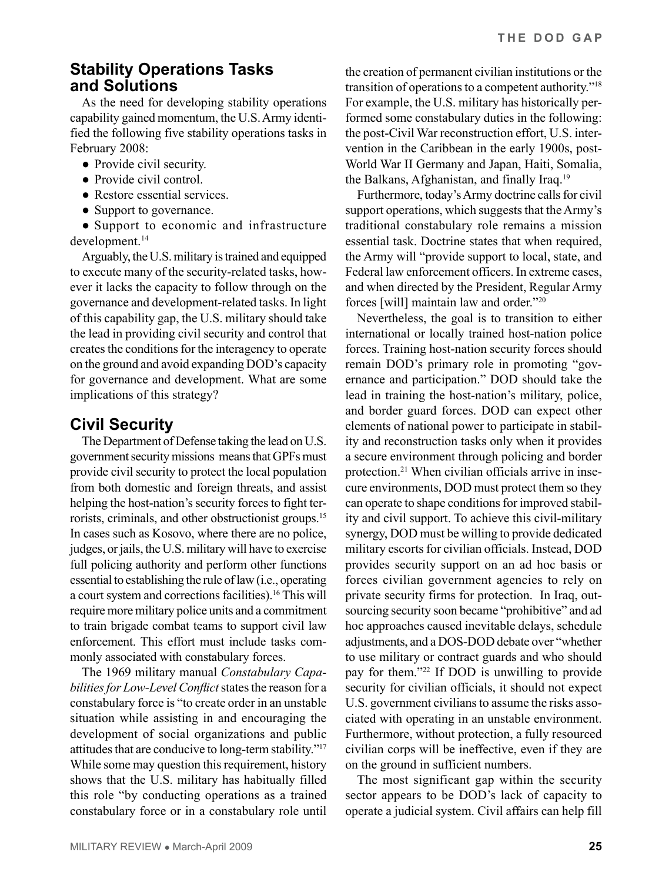## Stability Operations Tasks and Solutions

As the need for developing stability operations capability gained momentum, the U.S. Army identified the following five stability operations tasks in February 2008:

- Provide civil security.
- Provide civil control.
- Restore essential services.
- Support to governance.
- Support to economic and infrastructure development.[14]

Arguably, the U.S. military is trained and equipped to execute many of the security-related tasks, however it lacks the capacity to follow through on the governance and development-related tasks. In light of this capability gap, the U.S. military should take the lead in providing civil security and control that creates the conditions for the interagency to operate on the ground and avoid expanding DOD's capacity for governance and development. What are some implications of this strategy?

## Civil Security

The Department of Defense taking the lead on U.S. government security missions means that GPFs must provide civil security to protect the local population from both domestic and foreign threats, and assist helping the host-nation's security forces to fight terrorists, criminals, and other obstructionist groups.[15] In cases such as Kosovo, where there are no police, judges, or jails, the U.S. military will have to exercise full policing authority and perform other functions essential to establishing the rule of law (i.e., operating a court system and corrections facilities).[16] This will require more military police units and a commitment to train brigade combat teams to support civil law enforcement. This effort must include tasks commonly associated with constabulary forces.

The 1969 military manual *Constabulary Capabilities for Low-Level Conflict* states the reason for a constabulary force is "to create order in an unstable situation while assisting in and encouraging the development of social organizations and public attitudes that are conducive to long-term stability."[17] While some may question this requirement, history shows that the U.S. military has habitually filled this role "by conducting operations as a trained constabulary force or in a constabulary role until the creation of permanent civilian institutions or the transition of operations to a competent authority."[18] For example, the U.S. military has historically performed some constabulary duties in the following: the post-Civil War reconstruction effort, U.S. intervention in the Caribbean in the early 1900s, post-World War II Germany and Japan, Haiti, Somalia, the Balkans, Afghanistan, and finally Iraq.[19]

Furthermore, today's Army doctrine calls for civil support operations, which suggests that the Army's traditional constabulary role remains a mission essential task. Doctrine states that when required, the Army will "provide support to local, state, and Federal law enforcement officers. In extreme cases, and when directed by the President, Regular Army forces [will] maintain law and order."[20]

Nevertheless, the goal is to transition to either international or locally trained host-nation police forces. Training host-nation security forces should remain DOD's primary role in promoting "governance and participation." DOD should take the lead in training the host-nation's military, police, and border guard forces. DOD can expect other elements of national power to participate in stability and reconstruction tasks only when it provides a secure environment through policing and border protection.[21] When civilian officials arrive in insecure environments, DOD must protect them so they can operate to shape conditions for improved stability and civil support. To achieve this civil-military synergy, DOD must be willing to provide dedicated military escorts for civilian officials. Instead, DOD provides security support on an ad hoc basis or forces civilian government agencies to rely on private security firms for protection. In Iraq, outsourcing security soon became "prohibitive" and ad hoc approaches caused inevitable delays, schedule adjustments, and a DOS-DOD debate over "whether to use military or contract guards and who should pay for them."[22] If DOD is unwilling to provide security for civilian officials, it should not expect U.S. government civilians to assume the risks associated with operating in an unstable environment. Furthermore, without protection, a fully resourced civilian corps will be ineffective, even if they are on the ground in sufficient numbers.

The most significant gap within the security sector appears to be DOD's lack of capacity to operate a judicial system. Civil affairs can help fill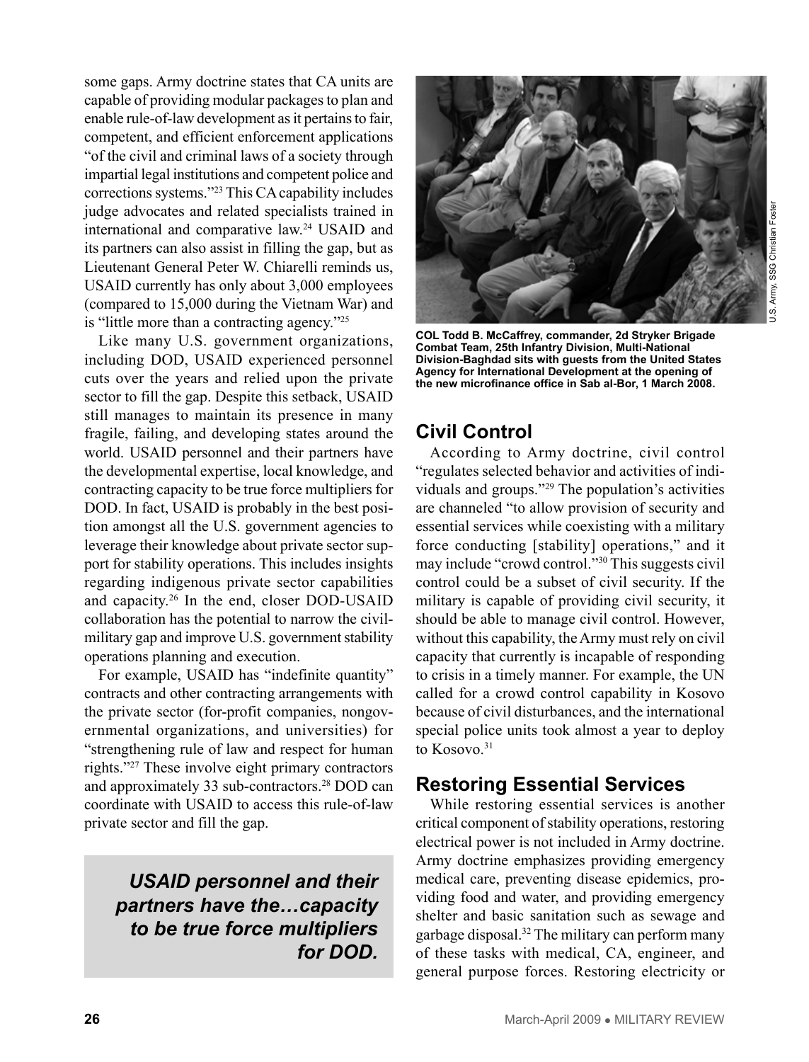some gaps. Army doctrine states that CA units are capable of providing modular packages to plan and enable rule-of-law development as it pertains to fair, competent, and efficient enforcement applications "of the civil and criminal laws of a society through impartial legal institutions and competent police and corrections systems."[23] This CA capability includes judge advocates and related specialists trained in international and comparative law.[24] USAID and its partners can also assist in filling the gap, but as Lieutenant General Peter W. Chiarelli reminds us, USAID currently has only about 3,000 employees (compared to 15,000 during the Vietnam War) and is "little more than a contracting agency."[25]

Like many U.S. government organizations, including DOD, USAID experienced personnel cuts over the years and relied upon the private sector to fill the gap. Despite this setback, USAID still manages to maintain its presence in many fragile, failing, and developing states around the world. USAID personnel and their partners have the developmental expertise, local knowledge, and contracting capacity to be true force multipliers for DOD. In fact, USAID is probably in the best position amongst all the U.S. government agencies to leverage their knowledge about private sector support for stability operations. This includes insights regarding indigenous private sector capabilities and capacity.[26] In the end, closer DOD-USAID collaboration has the potential to narrow the civil-military gap and improve U.S. government stability operations planning and execution.

For example, USAID has "indefinite quantity" contracts and other contracting arrangements with the private sector (for-profit companies, nongovernmental organizations, and universities) for "strengthening rule of law and respect for human rights."[27] These involve eight primary contractors and approximately 33 sub-contractors.[28] DOD can coordinate with USAID to access this rule-of-law private sector and fill the gap.

***USAID personnel and their partners have the…capacity to be true force multipliers for DOD.***

U.S. Army, SSG Christian Foster

**COL Todd B. McCaffrey, commander, 2d Stryker Brigade Combat Team, 25th Infantry Division, Multi-National Division-Baghdad sits with guests from the United States Agency for International Development at the opening of the new microfinance office in Sab al-Bor, 1 March 2008.**

## Civil Control

According to Army doctrine, civil control "regulates selected behavior and activities of individuals and groups."[29] The population's activities are channeled "to allow provision of security and essential services while coexisting with a military force conducting [stability] operations," and it may include "crowd control."[30] This suggests civil control could be a subset of civil security. If the military is capable of providing civil security, it should be able to manage civil control. However, without this capability, the Army must rely on civil capacity that currently is incapable of responding to crisis in a timely manner. For example, the UN called for a crowd control capability in Kosovo because of civil disturbances, and the international special police units took almost a year to deploy to Kosovo.[31]

## Restoring Essential Services

While restoring essential services is another critical component of stability operations, restoring electrical power is not included in Army doctrine. Army doctrine emphasizes providing emergency medical care, preventing disease epidemics, providing food and water, and providing emergency shelter and basic sanitation such as sewage and garbage disposal.[32] The military can perform many of these tasks with medical, CA, engineer, and general purpose forces. Restoring electricity or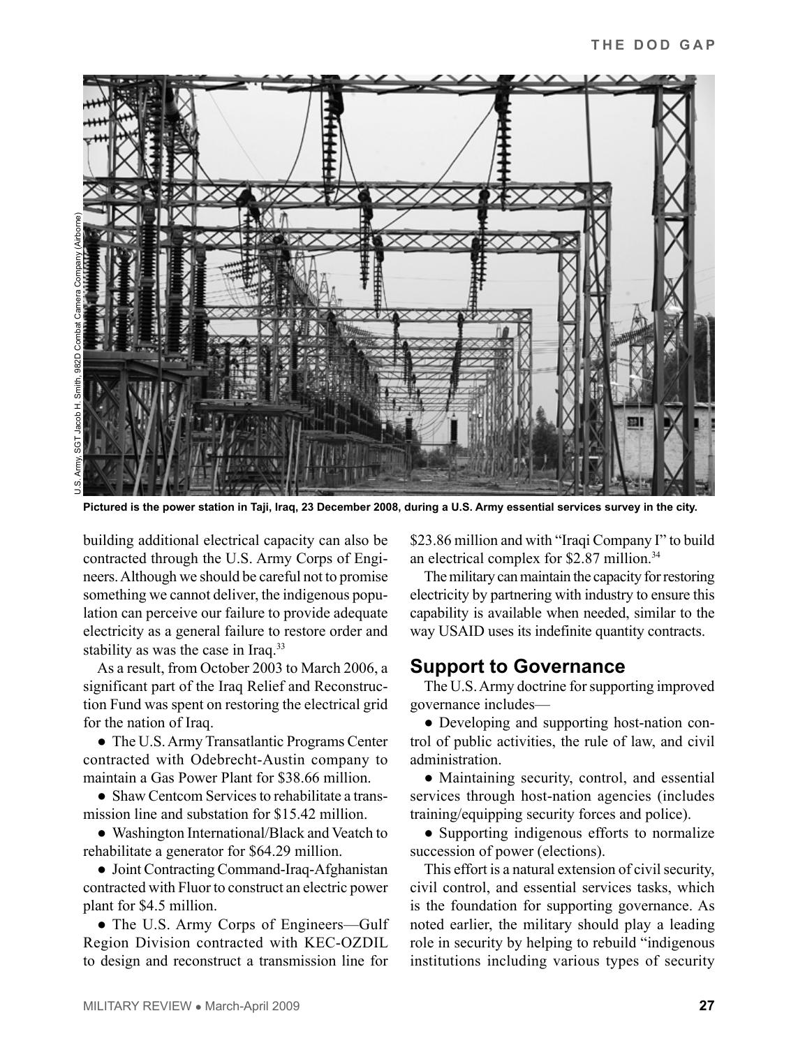Pictured is the power station in Taji, Iraq, 23 December 2008, during a U.S. Army essential services survey in the city.

building additional electrical capacity can also be contracted through the U.S. Army Corps of Engineers. Although we should be careful not to promise something we cannot deliver, the indigenous population can perceive our failure to provide adequate electricity as a general failure to restore order and stability as was the case in Iraq.[33]

As a result, from October 2003 to March 2006, a significant part of the Iraq Relief and Reconstruction Fund was spent on restoring the electrical grid for the nation of Iraq.

- The U.S. Army Transatlantic Programs Center contracted with Odebrecht-Austin company to maintain a Gas Power Plant for $38.66 million.
- Shaw Centcom Services to rehabilitate a transmission line and substation for $15.42 million.
- Washington International/Black and Veatch to rehabilitate a generator for $64.29 million.
- Joint Contracting Command-Iraq-Afghanistan contracted with Fluor to construct an electric power plant for $4.5 million.
- The U.S. Army Corps of Engineers—Gulf Region Division contracted with KEC-OZDIL to design and reconstruct a transmission line for $23.86 million and with "Iraqi Company I" to build an electrical complex for $2.87 million.[34]

The military can maintain the capacity for restoring electricity by partnering with industry to ensure this capability is available when needed, similar to the way USAID uses its indefinite quantity contracts.

## Support to Governance

The U.S. Army doctrine for supporting improved governance includes—

- Developing and supporting host-nation control of public activities, the rule of law, and civil administration.
- Maintaining security, control, and essential services through host-nation agencies (includes training/equipping security forces and police).
- Supporting indigenous efforts to normalize succession of power (elections).

This effort is a natural extension of civil security, civil control, and essential services tasks, which is the foundation for supporting governance. As noted earlier, the military should play a leading role in security by helping to rebuild "indigenous institutions including various types of security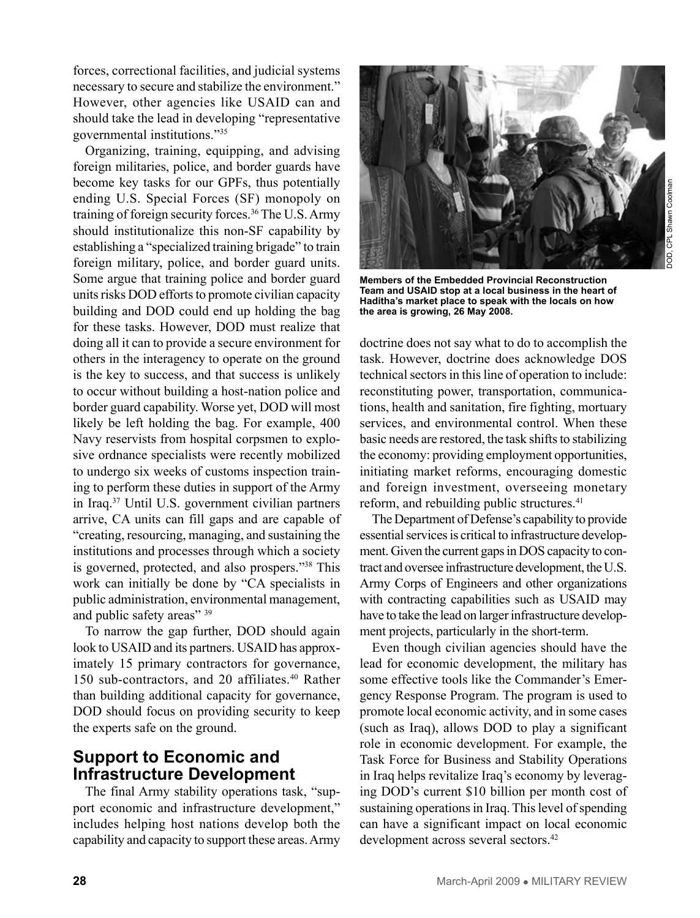forces, correctional facilities, and judicial systems necessary to secure and stabilize the environment." However, other agencies like USAID can and should take the lead in developing "representative governmental institutions."[35]

Organizing, training, equipping, and advising foreign militaries, police, and border guards have become key tasks for our GPFs, thus potentially ending U.S. Special Forces (SF) monopoly on training of foreign security forces.[36] The U.S. Army should institutionalize this non-SF capability by establishing a "specialized training brigade" to train foreign military, police, and border guard units. Some argue that training police and border guard units risks DOD efforts to promote civilian capacity building and DOD could end up holding the bag for these tasks. However, DOD must realize that doing all it can to provide a secure environment for others in the interagency to operate on the ground is the key to success, and that success is unlikely to occur without building a host-nation police and border guard capability. Worse yet, DOD will most likely be left holding the bag. For example, 400 Navy reservists from hospital corpsmen to explosive ordnance specialists were recently mobilized to undergo six weeks of customs inspection training to perform these duties in support of the Army in Iraq.[37] Until U.S. government civilian partners arrive, CA units can fill gaps and are capable of "creating, resourcing, managing, and sustaining the institutions and processes through which a society is governed, protected, and also prospers."[38] This work can initially be done by "CA specialists in public administration, environmental management, and public safety areas" [39]

To narrow the gap further, DOD should again look to USAID and its partners. USAID has approximately 15 primary contractors for governance, 150 sub-contractors, and 20 affiliates.[40] Rather than building additional capacity for governance, DOD should focus on providing security to keep the experts safe on the ground.

## Support to Economic and Infrastructure Development

The final Army stability operations task, "support economic and infrastructure development," includes helping host nations develop both the capability and capacity to support these areas. Army doctrine does not say what to do to accomplish the task. However, doctrine does acknowledge DOS technical sectors in this line of operation to include: reconstituting power, transportation, communications, health and sanitation, fire fighting, mortuary services, and environmental control. When these basic needs are restored, the task shifts to stabilizing the economy: providing employment opportunities, initiating market reforms, encouraging domestic and foreign investment, overseeing monetary reform, and rebuilding public structures.[41]

The Department of Defense's capability to provide essential services is critical to infrastructure development. Given the current gaps in DOS capacity to contract and oversee infrastructure development, the U.S. Army Corps of Engineers and other organizations with contracting capabilities such as USAID may have to take the lead on larger infrastructure development projects, particularly in the short-term.

Even though civilian agencies should have the lead for economic development, the military has some effective tools like the Commander's Emergency Response Program. The program is used to promote local economic activity, and in some cases (such as Iraq), allows DOD to play a significant role in economic development. For example, the Task Force for Business and Stability Operations in Iraq helps revitalize Iraq's economy by leveraging DOD's current $10 billion per month cost of sustaining operations in Iraq. This level of spending can have a significant impact on local economic development across several sectors.[42]

DOD, CPL Shawn Coolman

**Members of the Embedded Provincial Reconstruction Team and USAID stop at a local business in the heart of Haditha's market place to speak with the locals on how the area is growing, 26 May 2008.**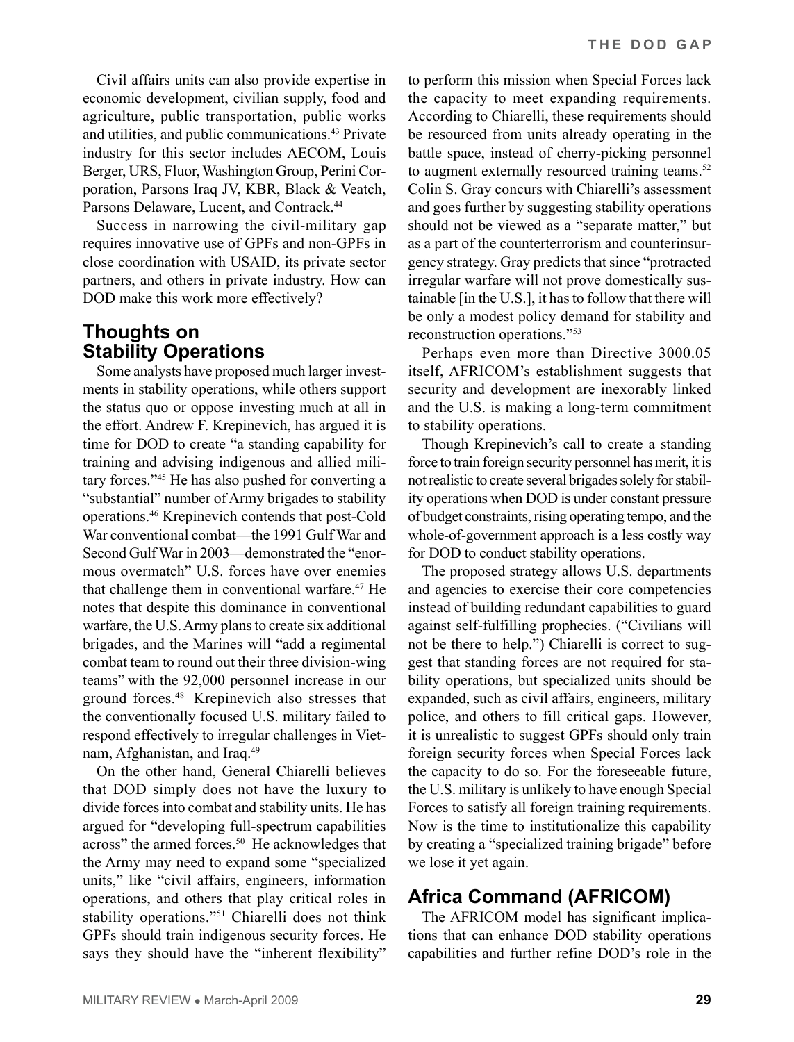Civil affairs units can also provide expertise in economic development, civilian supply, food and agriculture, public transportation, public works and utilities, and public communications.[43] Private industry for this sector includes AECOM, Louis Berger, URS, Fluor, Washington Group, Perini Corporation, Parsons Iraq JV, KBR, Black & Veatch, Parsons Delaware, Lucent, and Contrack.[44]

Success in narrowing the civil-military gap requires innovative use of GPFs and non-GPFs in close coordination with USAID, its private sector partners, and others in private industry. How can DOD make this work more effectively?

## Thoughts on Stability Operations

Some analysts have proposed much larger investments in stability operations, while others support the status quo or oppose investing much at all in the effort. Andrew F. Krepinevich, has argued it is time for DOD to create "a standing capability for training and advising indigenous and allied military forces."[45] He has also pushed for converting a "substantial" number of Army brigades to stability operations.[46] Krepinevich contends that post-Cold War conventional combat—the 1991 Gulf War and Second Gulf War in 2003—demonstrated the "enormous overmatch" U.S. forces have over enemies that challenge them in conventional warfare.[47] He notes that despite this dominance in conventional warfare, the U.S. Army plans to create six additional brigades, and the Marines will "add a regimental combat team to round out their three division-wing teams" with the 92,000 personnel increase in our ground forces.[48] Krepinevich also stresses that the conventionally focused U.S. military failed to respond effectively to irregular challenges in Vietnam, Afghanistan, and Iraq.[49]

On the other hand, General Chiarelli believes that DOD simply does not have the luxury to divide forces into combat and stability units. He has argued for "developing full-spectrum capabilities across" the armed forces.[50] He acknowledges that the Army may need to expand some "specialized units," like "civil affairs, engineers, information operations, and others that play critical roles in stability operations."[51] Chiarelli does not think GPFs should train indigenous security forces. He says they should have the "inherent flexibility" to perform this mission when Special Forces lack the capacity to meet expanding requirements. According to Chiarelli, these requirements should be resourced from units already operating in the battle space, instead of cherry-picking personnel to augment externally resourced training teams.[52] Colin S. Gray concurs with Chiarelli's assessment and goes further by suggesting stability operations should not be viewed as a "separate matter," but as a part of the counterterrorism and counterinsurgency strategy. Gray predicts that since "protracted irregular warfare will not prove domestically sustainable [in the U.S.], it has to follow that there will be only a modest policy demand for stability and reconstruction operations."[53]

Perhaps even more than Directive 3000.05 itself, AFRICOM's establishment suggests that security and development are inexorably linked and the U.S. is making a long-term commitment to stability operations.

Though Krepinevich's call to create a standing force to train foreign security personnel has merit, it is not realistic to create several brigades solely for stability operations when DOD is under constant pressure of budget constraints, rising operating tempo, and the whole-of-government approach is a less costly way for DOD to conduct stability operations.

The proposed strategy allows U.S. departments and agencies to exercise their core competencies instead of building redundant capabilities to guard against self-fulfilling prophecies. ("Civilians will not be there to help.") Chiarelli is correct to suggest that standing forces are not required for stability operations, but specialized units should be expanded, such as civil affairs, engineers, military police, and others to fill critical gaps. However, it is unrealistic to suggest GPFs should only train foreign security forces when Special Forces lack the capacity to do so. For the foreseeable future, the U.S. military is unlikely to have enough Special Forces to satisfy all foreign training requirements. Now is the time to institutionalize this capability by creating a "specialized training brigade" before we lose it yet again.

## Africa Command (AFRICOM)

The AFRICOM model has significant implications that can enhance DOD stability operations capabilities and further refine DOD's role in the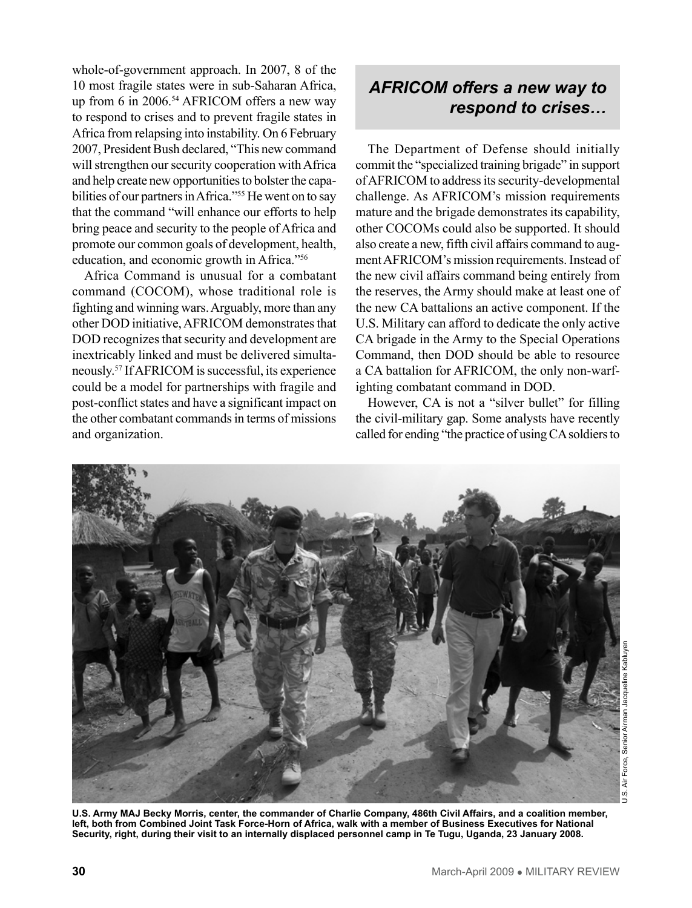whole-of-government approach. In 2007, 8 of the 10 most fragile states were in sub-Saharan Africa, up from 6 in 2006.[54] AFRICOM offers a new way to respond to crises and to prevent fragile states in Africa from relapsing into instability. On 6 February 2007, President Bush declared, "This new command will strengthen our security cooperation with Africa and help create new opportunities to bolster the capabilities of our partners in Africa."[55] He went on to say that the command "will enhance our efforts to help bring peace and security to the people of Africa and promote our common goals of development, health, education, and economic growth in Africa."[56]

Africa Command is unusual for a combatant command (COCOM), whose traditional role is fighting and winning wars. Arguably, more than any other DOD initiative, AFRICOM demonstrates that DOD recognizes that security and development are inextricably linked and must be delivered simultaneously.[57] If AFRICOM is successful, its experience could be a model for partnerships with fragile and post-conflict states and have a significant impact on the other combatant commands in terms of missions and organization.

***AFRICOM offers a new way to respond to crises…***

The Department of Defense should initially commit the "specialized training brigade" in support of AFRICOM to address its security-developmental challenge. As AFRICOM's mission requirements mature and the brigade demonstrates its capability, other COCOMs could also be supported. It should also create a new, fifth civil affairs command to augment AFRICOM's mission requirements. Instead of the new civil affairs command being entirely from the reserves, the Army should make at least one of the new CA battalions an active component. If the U.S. Military can afford to dedicate the only active CA brigade in the Army to the Special Operations Command, then DOD should be able to resource a CA battalion for AFRICOM, the only non-warfighting combatant command in DOD.

However, CA is not a "silver bullet" for filling the civil-military gap. Some analysts have recently called for ending "the practice of using CA soldiers to

**U.S. Army MAJ Becky Morris, center, the commander of Charlie Company, 486th Civil Affairs, and a coalition member, left, both from Combined Joint Task Force-Horn of Africa, walk with a member of Business Executives for National Security, right, during their visit to an internally displaced personnel camp in Te Tugu, Uganda, 23 January 2008.**

U.S. Air Force, Senior Airman Jacqueline Kabluyen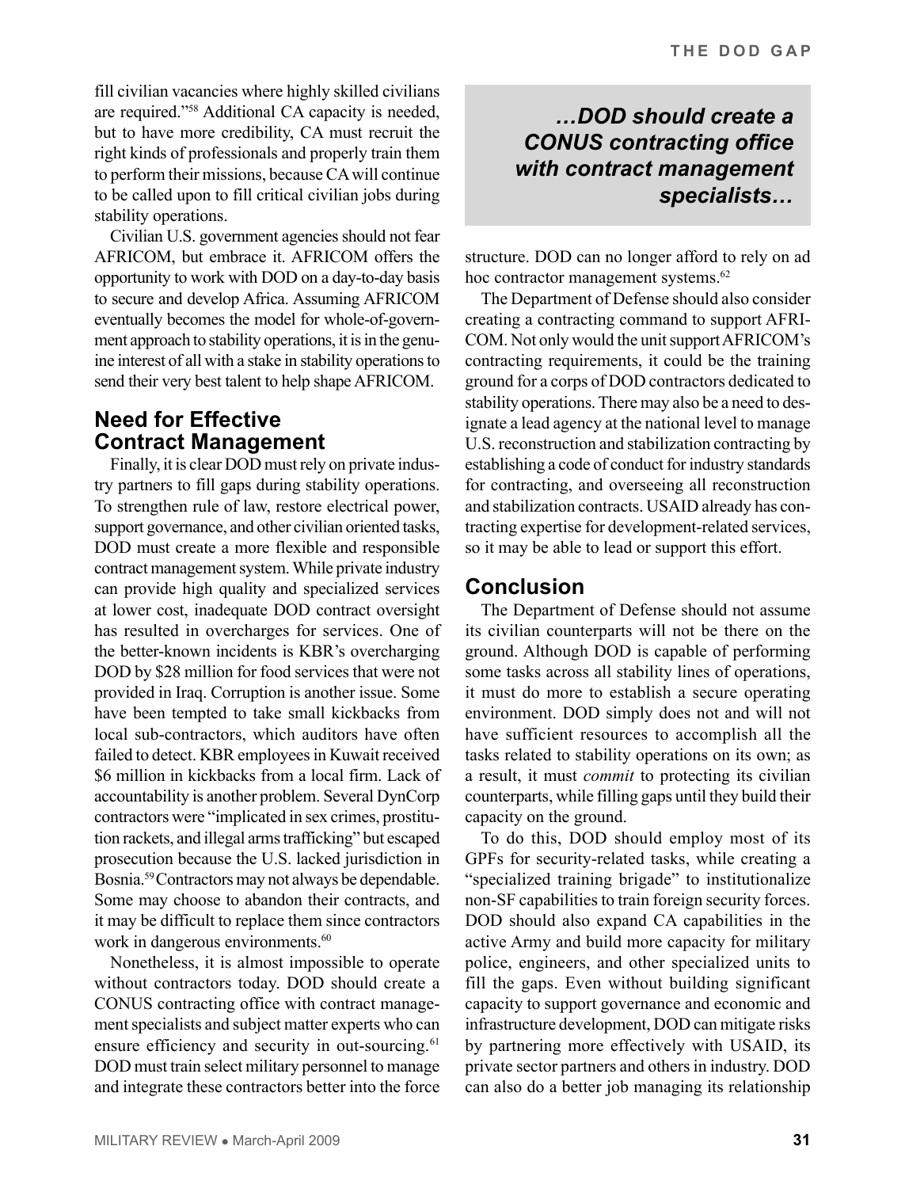fill civilian vacancies where highly skilled civilians are required."[58] Additional CA capacity is needed, but to have more credibility, CA must recruit the right kinds of professionals and properly train them to perform their missions, because CA will continue to be called upon to fill critical civilian jobs during stability operations.

Civilian U.S. government agencies should not fear AFRICOM, but embrace it. AFRICOM offers the opportunity to work with DOD on a day-to-day basis to secure and develop Africa. Assuming AFRICOM eventually becomes the model for whole-of-government approach to stability operations, it is in the genuine interest of all with a stake in stability operations to send their very best talent to help shape AFRICOM.

## Need for Effective Contract Management

Finally, it is clear DOD must rely on private industry partners to fill gaps during stability operations. To strengthen rule of law, restore electrical power, support governance, and other civilian oriented tasks, DOD must create a more flexible and responsible contract management system. While private industry can provide high quality and specialized services at lower cost, inadequate DOD contract oversight has resulted in overcharges for services. One of the better-known incidents is KBR's overcharging DOD by $28 million for food services that were not provided in Iraq. Corruption is another issue. Some have been tempted to take small kickbacks from local sub-contractors, which auditors have often failed to detect. KBR employees in Kuwait received $6 million in kickbacks from a local firm. Lack of accountability is another problem. Several DynCorp contractors were "implicated in sex crimes, prostitution rackets, and illegal arms trafficking" but escaped prosecution because the U.S. lacked jurisdiction in Bosnia.[59] Contractors may not always be dependable. Some may choose to abandon their contracts, and it may be difficult to replace them since contractors work in dangerous environments.[60]

Nonetheless, it is almost impossible to operate without contractors today. DOD should create a CONUS contracting office with contract management specialists and subject matter experts who can ensure efficiency and security in out-sourcing.[61] DOD must train select military personnel to manage and integrate these contractors better into the force structure. DOD can no longer afford to rely on ad hoc contractor management systems.[62]

> ***…DOD should create a CONUS contracting office with contract management specialists…***

The Department of Defense should also consider creating a contracting command to support AFRICOM. Not only would the unit support AFRICOM's contracting requirements, it could be the training ground for a corps of DOD contractors dedicated to stability operations. There may also be a need to designate a lead agency at the national level to manage U.S. reconstruction and stabilization contracting by establishing a code of conduct for industry standards for contracting, and overseeing all reconstruction and stabilization contracts. USAID already has contracting expertise for development-related services, so it may be able to lead or support this effort.

## Conclusion

The Department of Defense should not assume its civilian counterparts will not be there on the ground. Although DOD is capable of performing some tasks across all stability lines of operations, it must do more to establish a secure operating environment. DOD simply does not and will not have sufficient resources to accomplish all the tasks related to stability operations on its own; as a result, it must *commit* to protecting its civilian counterparts, while filling gaps until they build their capacity on the ground.

To do this, DOD should employ most of its GPFs for security-related tasks, while creating a "specialized training brigade" to institutionalize non-SF capabilities to train foreign security forces. DOD should also expand CA capabilities in the active Army and build more capacity for military police, engineers, and other specialized units to fill the gaps. Even without building significant capacity to support governance and economic and infrastructure development, DOD can mitigate risks by partnering more effectively with USAID, its private sector partners and others in industry. DOD can also do a better job managing its relationship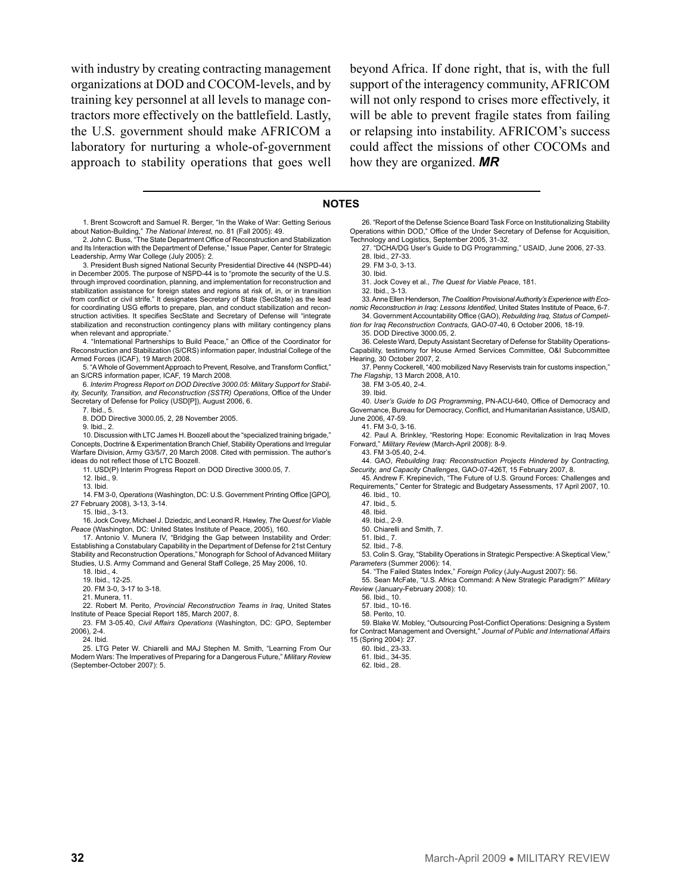with industry by creating contracting management organizations at DOD and COCOM-levels, and by training key personnel at all levels to manage contractors more effectively on the battlefield. Lastly, the U.S. government should make AFRICOM a laboratory for nurturing a whole-of-government approach to stability operations that goes well beyond Africa. If done right, that is, with the full support of the interagency community, AFRICOM will not only respond to crises more effectively, it will be able to prevent fragile states from failing or relapsing into instability. AFRICOM's success could affect the missions of other COCOMs and how they are organized. ***MR***

## NOTES

1. Brent Scowcroft and Samuel R. Berger, "In the Wake of War: Getting Serious about Nation-Building," *The National Interest*, no. 81 (Fall 2005): 49.

2. John C. Buss, "The State Department Office of Reconstruction and Stabilization and Its Interaction with the Department of Defense," Issue Paper, Center for Strategic Leadership, Army War College (July 2005): 2.

3. President Bush signed National Security Presidential Directive 44 (NSPD-44) in December 2005. The purpose of NSPD-44 is to "promote the security of the U.S. through improved coordination, planning, and implementation for reconstruction and stabilization assistance for foreign states and regions at risk of, in, or in transition from conflict or civil strife." It designates Secretary of State (SecState) as the lead for coordinating USG efforts to prepare, plan, and conduct stabilization and reconstruction activities. It specifies SecState and Secretary of Defense will "integrate stabilization and reconstruction contingency plans with military contingency plans when relevant and appropriate."

4. "International Partnerships to Build Peace," an Office of the Coordinator for Reconstruction and Stabilization (S/CRS) information paper, Industrial College of the Armed Forces (ICAF), 19 March 2008.

5. "A Whole of Government Approach to Prevent, Resolve, and Transform Conflict," an S/CRS information paper, ICAF, 19 March 2008.

6. *Interim Progress Report on DOD Directive 3000.05: Military Support for Stability, Security, Transition, and Reconstruction (SSTR) Operations*, Office of the Under Secretary of Defense for Policy (USD[P]), August 2006, 6.

7. Ibid., 5.

8. DOD Directive 3000.05, 2, 28 November 2005.

9. Ibid., 2.

10. Discussion with LTC James H. Boozell about the "specialized training brigade," Concepts, Doctrine & Experimentation Branch Chief, Stability Operations and Irregular Warfare Division, Army G3/5/7, 20 March 2008. Cited with permission. The author's ideas do not reflect those of LTC Boozell.

11. USD(P) Interim Progress Report on DOD Directive 3000.05, 7.

12. Ibid., 9.

13. Ibid.

14. FM 3-0, *Operations* (Washington, DC: U.S. Government Printing Office [GPO], 27 February 2008), 3-13, 3-14.

15. Ibid., 3-13.

16. Jock Covey, Michael J. Dziedzic, and Leonard R. Hawley, *The Quest for Viable Peace* (Washington, DC: United States Institute of Peace, 2005), 160.

17. Antonio V. Munera IV, "Bridging the Gap between Instability and Order: Establishing a Constabulary Capability in the Department of Defense for 21st Century Stability and Reconstruction Operations," Monograph for School of Advanced Military Studies, U.S. Army Command and General Staff College, 25 May 2006, 10.

18. Ibid., 4.

19. Ibid., 12-25.

20. FM 3-0, 3-17 to 3-18.

21. Munera, 11.

22. Robert M. Perito, *Provincial Reconstruction Teams in Iraq*, United States Institute of Peace Special Report 185, March 2007, 8.

23. FM 3-05.40, *Civil Affairs Operations* (Washington, DC: GPO, September 2006), 2-4.

24. Ibid.

25. LTG Peter W. Chiarelli and MAJ Stephen M. Smith, "Learning From Our Modern Wars: The Imperatives of Preparing for a Dangerous Future," *Military Review* (September-October 2007): 5.

26. "Report of the Defense Science Board Task Force on Institutionalizing Stability Operations within DOD," Office of the Under Secretary of Defense for Acquisition, Technology and Logistics, September 2005, 31-32.

27. "DCHA/DG User's Guide to DG Programming," USAID, June 2006, 27-33.

28. Ibid., 27-33.

29. FM 3-0, 3-13.

30. Ibid.

31. Jock Covey et al., *The Quest for Viable Peace*, 181.

32. Ibid., 3-13.

33. Anne Ellen Henderson, *The Coalition Provisional Authority's Experience with Economic Reconstruction in Iraq: Lessons Identified*, United States Institute of Peace, 6-7.

34. Government Accountability Office (GAO), *Rebuilding Iraq, Status of Competition for Iraq Reconstruction Contracts*, GAO-07-40, 6 October 2006, 18-19.

35. DOD Directive 3000.05, 2.

36. Celeste Ward, Deputy Assistant Secretary of Defense for Stability Operations-Capability, testimony for House Armed Services Committee, O&I Subcommittee Hearing, 30 October 2007, 2.

37. Penny Cockerell, "400 mobilized Navy Reservists train for customs inspection," *The Flagship*, 13 March 2008, A10.

38. FM 3-05.40, 2-4.

39. Ibid.

40. *User's Guide to DG Programming*, PN-ACU-640, Office of Democracy and Governance, Bureau for Democracy, Conflict, and Humanitarian Assistance, USAID, June 2006, 47-59.

41. FM 3-0, 3-16.

42. Paul A. Brinkley, "Restoring Hope: Economic Revitalization in Iraq Moves Forward," *Military Review* (March-April 2008): 8-9.

43. FM 3-05.40, 2-4.

44. GAO, *Rebuilding Iraq: Reconstruction Projects Hindered by Contracting, Security, and Capacity Challenges*, GAO-07-426T, 15 February 2007, 8.

45. Andrew F. Krepinevich, "The Future of U.S. Ground Forces: Challenges and Requirements," Center for Strategic and Budgetary Assessments, 17 April 2007, 10.

46. Ibid., 10.

47. Ibid., 5.

48. Ibid.

49. Ibid., 2-9.

50. Chiarelli and Smith, 7.

51. Ibid., 7.

52. Ibid., 7-8.

53. Colin S. Gray, "Stability Operations in Strategic Perspective: A Skeptical View," *Parameters* (Summer 2006): 14.

54. "The Failed States Index," *Foreign Policy* (July-August 2007): 56.

55. Sean McFate, "U.S. Africa Command: A New Strategic Paradigm?" *Military Review* (January-February 2008): 10.

56. Ibid., 10.

57. Ibid., 10-16.

58. Perito, 10.

59. Blake W. Mobley, "Outsourcing Post-Conflict Operations: Designing a System for Contract Management and Oversight," *Journal of Public and International Affairs* 15 (Spring 2004): 27.

60. Ibid., 23-33.

61. Ibid., 34-35.

62. Ibid., 28.